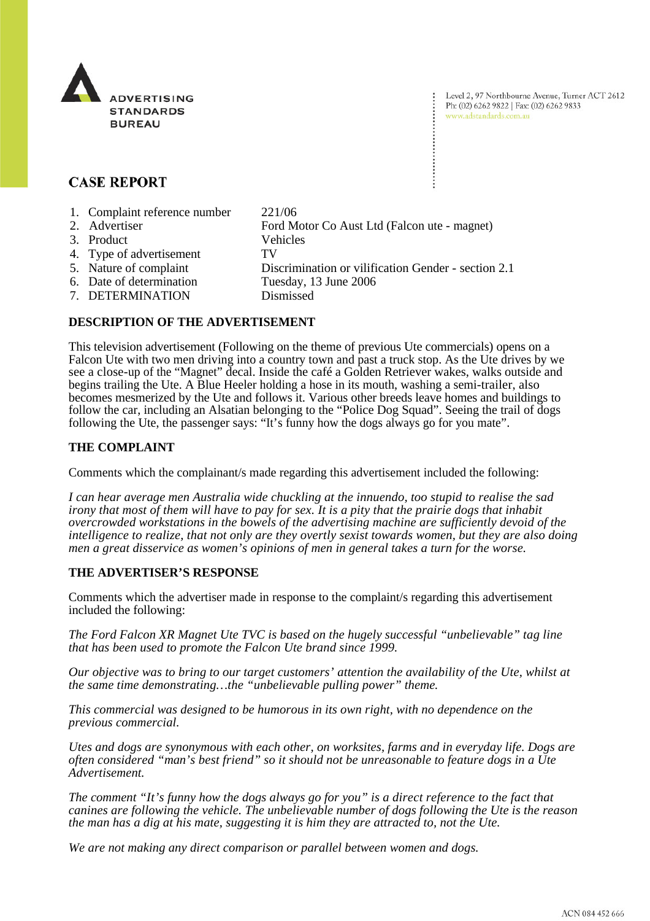ADVERTISING STANDARDS BUREAU

Level 2, 97 Northbourne Avenue, Turner ACT 2612
Ph: (02) 6262 9822 | Fax: (02) 6262 9833
www.adstandards.com.au

## CASE REPORT

| | |
|---|---|
| 1. Complaint reference number | 221/06 |
| 2. Advertiser | Ford Motor Co Aust Ltd (Falcon ute - magnet) |
| 3. Product | Vehicles |
| 4. Type of advertisement | TV |
| 5. Nature of complaint | Discrimination or vilification Gender - section 2.1 |
| 6. Date of determination | Tuesday, 13 June 2006 |
| 7. DETERMINATION | Dismissed |

### DESCRIPTION OF THE ADVERTISEMENT

This television advertisement (Following on the theme of previous Ute commercials) opens on a Falcon Ute with two men driving into a country town and past a truck stop. As the Ute drives by we see a close-up of the "Magnet" decal. Inside the café a Golden Retriever wakes, walks outside and begins trailing the Ute. A Blue Heeler holding a hose in its mouth, washing a semi-trailer, also becomes mesmerized by the Ute and follows it. Various other breeds leave homes and buildings to follow the car, including an Alsatian belonging to the "Police Dog Squad". Seeing the trail of dogs following the Ute, the passenger says: "It's funny how the dogs always go for you mate".

### THE COMPLAINT

Comments which the complainant/s made regarding this advertisement included the following:

*I can hear average men Australia wide chuckling at the innuendo, too stupid to realise the sad irony that most of them will have to pay for sex. It is a pity that the prairie dogs that inhabit overcrowded workstations in the bowels of the advertising machine are sufficiently devoid of the intelligence to realize, that not only are they overtly sexist towards women, but they are also doing men a great disservice as women's opinions of men in general takes a turn for the worse.*

### THE ADVERTISER'S RESPONSE

Comments which the advertiser made in response to the complaint/s regarding this advertisement included the following:

*The Ford Falcon XR Magnet Ute TVC is based on the hugely successful "unbelievable" tag line that has been used to promote the Falcon Ute brand since 1999.*

*Our objective was to bring to our target customers' attention the availability of the Ute, whilst at the same time demonstrating…the "unbelievable pulling power" theme.*

*This commercial was designed to be humorous in its own right, with no dependence on the previous commercial.*

*Utes and dogs are synonymous with each other, on worksites, farms and in everyday life. Dogs are often considered "man's best friend" so it should not be unreasonable to feature dogs in a Ute Advertisement.*

*The comment "It's funny how the dogs always go for you" is a direct reference to the fact that canines are following the vehicle. The unbelievable number of dogs following the Ute is the reason the man has a dig at his mate, suggesting it is him they are attracted to, not the Ute.*

*We are not making any direct comparison or parallel between women and dogs.*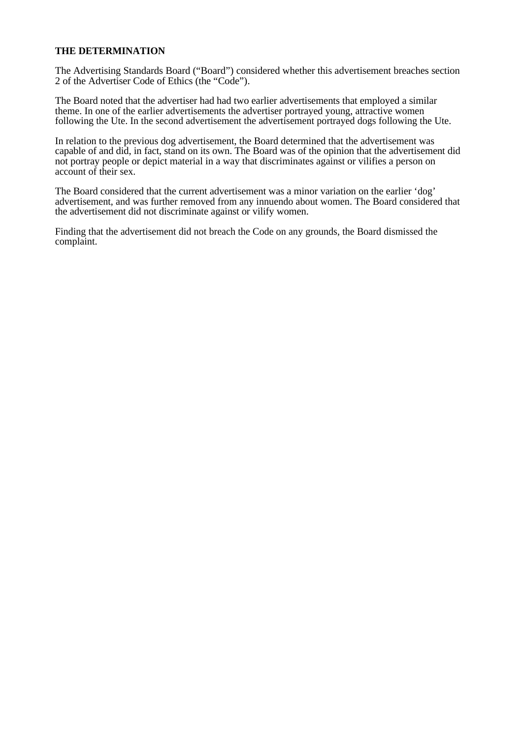**THE DETERMINATION**

The Advertising Standards Board ("Board") considered whether this advertisement breaches section 2 of the Advertiser Code of Ethics (the "Code").

The Board noted that the advertiser had had two earlier advertisements that employed a similar theme. In one of the earlier advertisements the advertiser portrayed young, attractive women following the Ute. In the second advertisement the advertisement portrayed dogs following the Ute.

In relation to the previous dog advertisement, the Board determined that the advertisement was capable of and did, in fact, stand on its own. The Board was of the opinion that the advertisement did not portray people or depict material in a way that discriminates against or vilifies a person on account of their sex.

The Board considered that the current advertisement was a minor variation on the earlier 'dog' advertisement, and was further removed from any innuendo about women. The Board considered that the advertisement did not discriminate against or vilify women.

Finding that the advertisement did not breach the Code on any grounds, the Board dismissed the complaint.